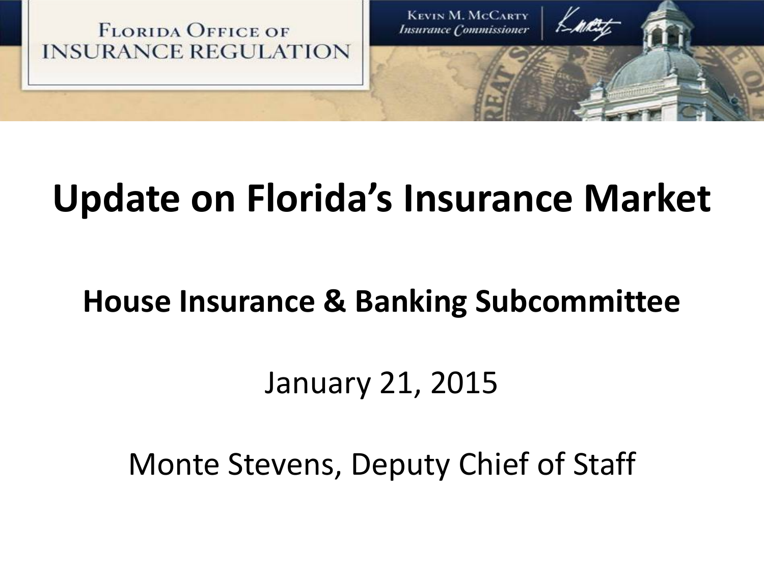Florida Office of Insurance Regulation

Kevin M. McCarty
*Insurance Commissioner*

# Update on Florida's Insurance Market

## House Insurance & Banking Subcommittee

January 21, 2015

Monte Stevens, Deputy Chief of Staff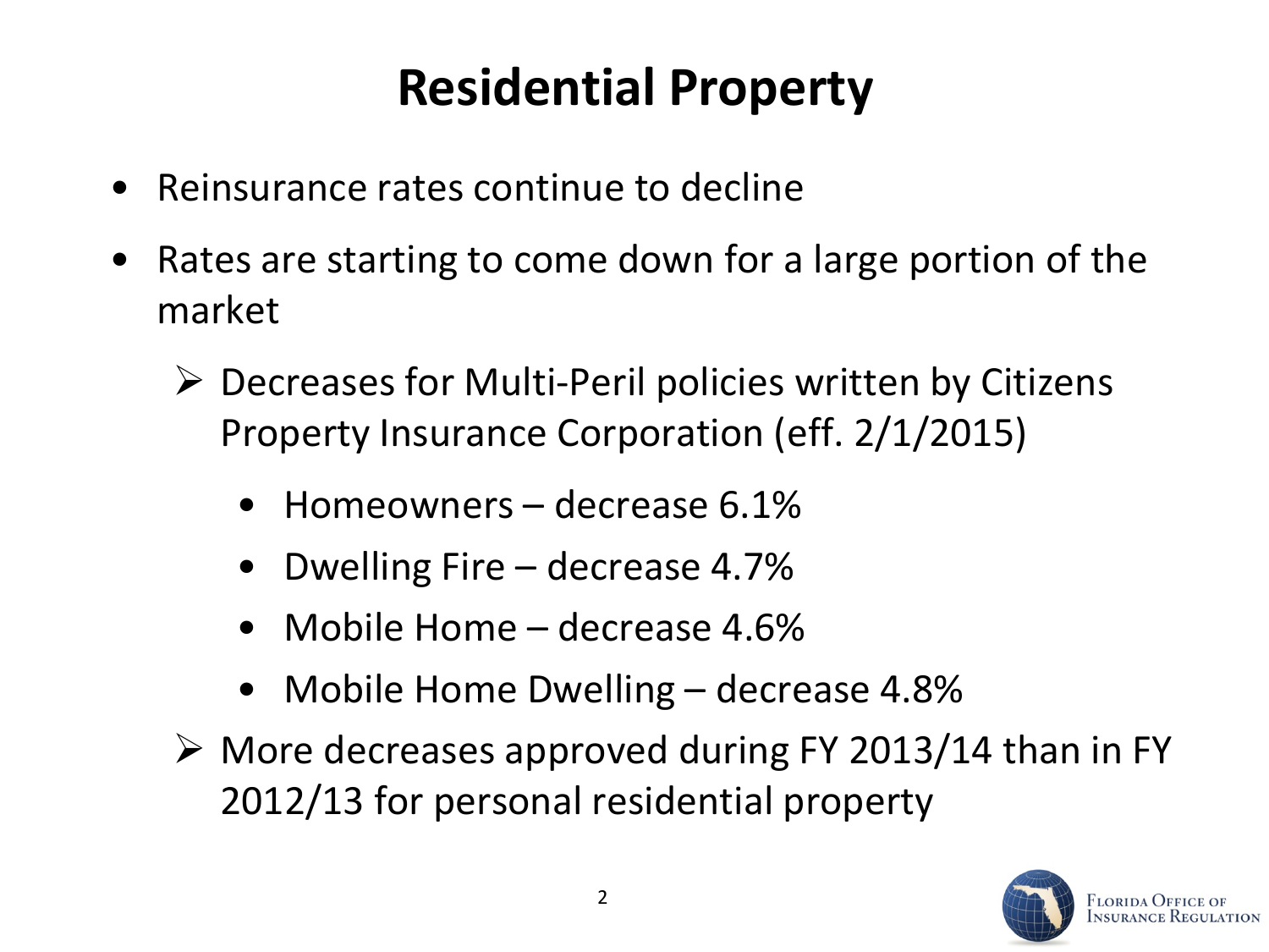# Residential Property

- Reinsurance rates continue to decline
- Rates are starting to come down for a large portion of the market
  - Decreases for Multi-Peril policies written by Citizens Property Insurance Corporation (eff. 2/1/2015)
    - Homeowners – decrease 6.1%
    - Dwelling Fire – decrease 4.7%
    - Mobile Home – decrease 4.6%
    - Mobile Home Dwelling – decrease 4.8%
  - More decreases approved during FY 2013/14 than in FY 2012/13 for personal residential property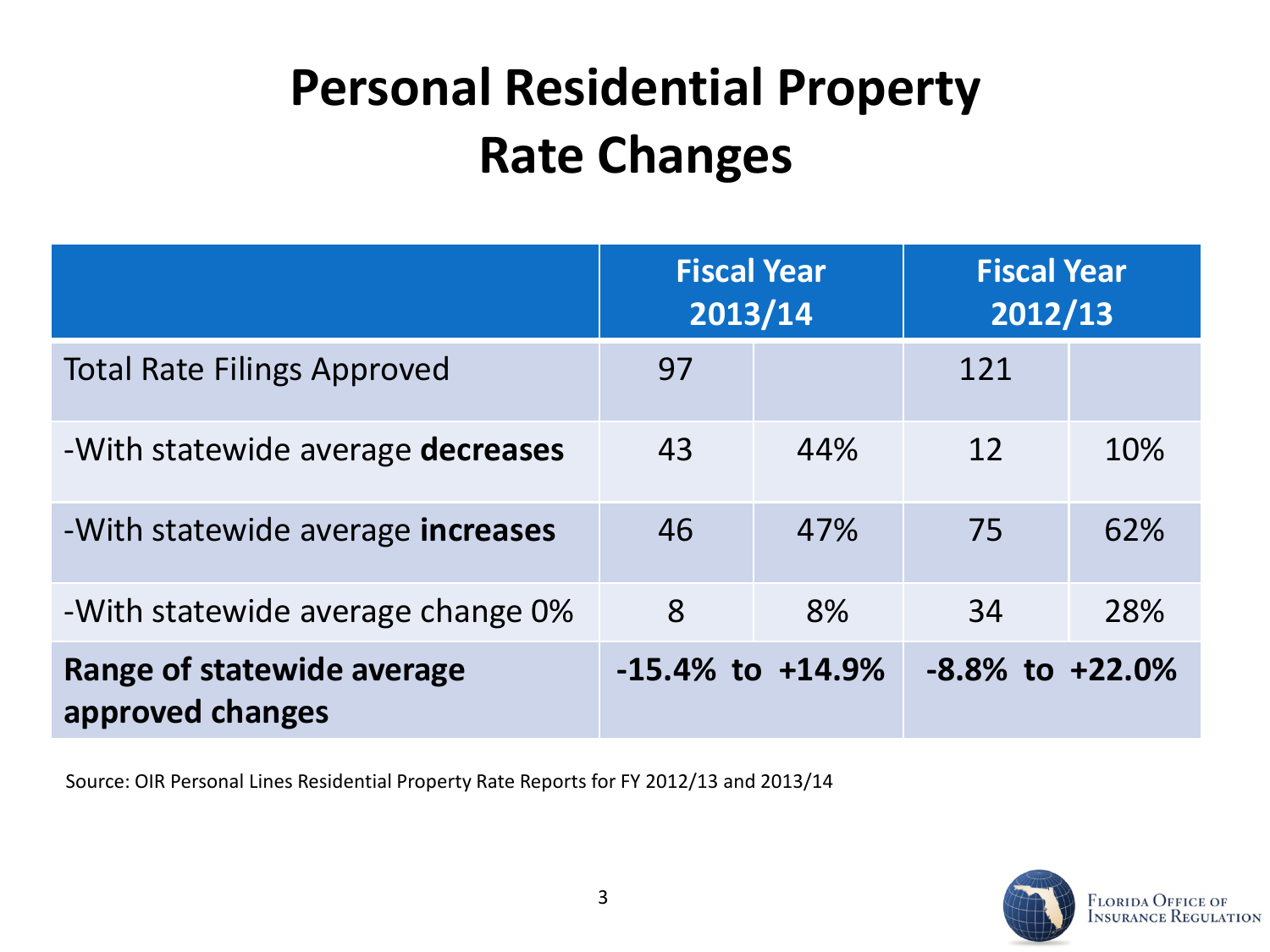# Personal Residential Property Rate Changes

| | Fiscal Year 2013/14 | | Fiscal Year 2012/13 | |
|---|---|---|---|---|
| Total Rate Filings Approved | 97 | | 121 | |
| -With statewide average **decreases** | 43 | 44% | 12 | 10% |
| -With statewide average **increases** | 46 | 47% | 75 | 62% |
| -With statewide average change 0% | 8 | 8% | 34 | 28% |
| **Range of statewide average approved changes** | **-15.4% to +14.9%** | | **-8.8% to +22.0%** | |

Source: OIR Personal Lines Residential Property Rate Reports for FY 2012/13 and 2013/14

Florida Office of Insurance Regulation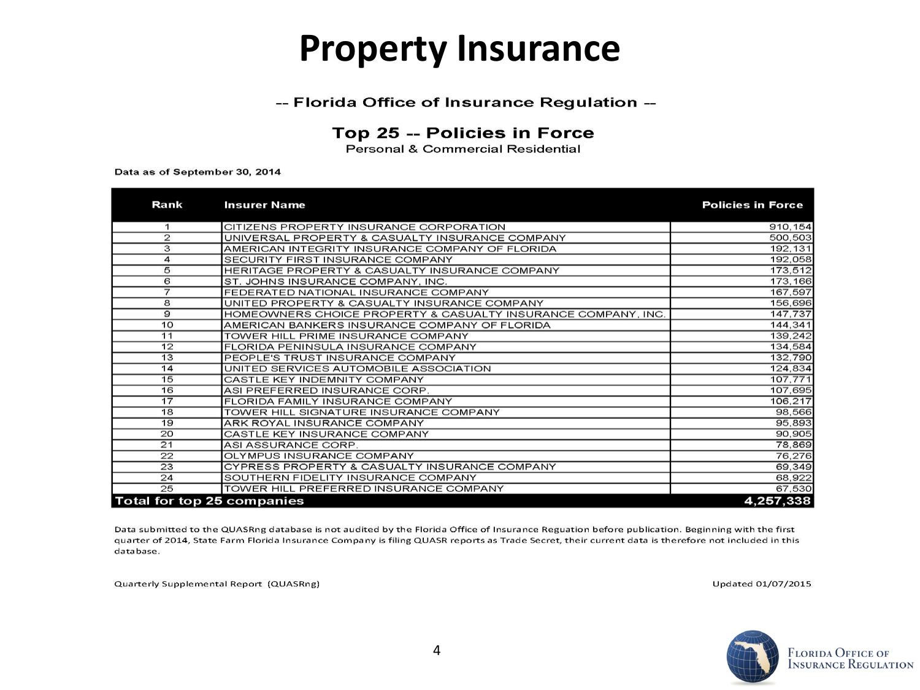# Property Insurance

## -- Florida Office of Insurance Regulation --

### Top 25 -- Policies in Force

Personal & Commercial Residential

Data as of September 30, 2014

| Rank | Insurer Name | Policies in Force |
|---|---|---|
| 1 | CITIZENS PROPERTY INSURANCE CORPORATION | 910,154 |
| 2 | UNIVERSAL PROPERTY & CASUALTY INSURANCE COMPANY | 500,503 |
| 3 | AMERICAN INTEGRITY INSURANCE COMPANY OF FLORIDA | 192,131 |
| 4 | SECURITY FIRST INSURANCE COMPANY | 192,058 |
| 5 | HERITAGE PROPERTY & CASUALTY INSURANCE COMPANY | 173,512 |
| 6 | ST. JOHNS INSURANCE COMPANY, INC. | 173,166 |
| 7 | FEDERATED NATIONAL INSURANCE COMPANY | 167,597 |
| 8 | UNITED PROPERTY & CASUALTY INSURANCE COMPANY | 156,696 |
| 9 | HOMEOWNERS CHOICE PROPERTY & CASUALTY INSURANCE COMPANY, INC. | 147,737 |
| 10 | AMERICAN BANKERS INSURANCE COMPANY OF FLORIDA | 144,341 |
| 11 | TOWER HILL PRIME INSURANCE COMPANY | 139,242 |
| 12 | FLORIDA PENINSULA INSURANCE COMPANY | 134,584 |
| 13 | PEOPLE'S TRUST INSURANCE COMPANY | 132,790 |
| 14 | UNITED SERVICES AUTOMOBILE ASSOCIATION | 124,834 |
| 15 | CASTLE KEY INDEMNITY COMPANY | 107,771 |
| 16 | ASI PREFERRED INSURANCE CORP. | 107,695 |
| 17 | FLORIDA FAMILY INSURANCE COMPANY | 106,217 |
| 18 | TOWER HILL SIGNATURE INSURANCE COMPANY | 98,566 |
| 19 | ARK ROYAL INSURANCE COMPANY | 95,893 |
| 20 | CASTLE KEY INSURANCE COMPANY | 90,905 |
| 21 | ASI ASSURANCE CORP. | 78,869 |
| 22 | OLYMPUS INSURANCE COMPANY | 76,276 |
| 23 | CYPRESS PROPERTY & CASUALTY INSURANCE COMPANY | 69,349 |
| 24 | SOUTHERN FIDELITY INSURANCE COMPANY | 68,922 |
| 25 | TOWER HILL PREFERRED INSURANCE COMPANY | 67,530 |
| **Total for top 25 companies** | | **4,257,338** |

Data submitted to the QUASRng database is not audited by the Florida Office of Insurance Reguation before publication. Beginning with the first quarter of 2014, State Farm Florida Insurance Company is filing QUASR reports as Trade Secret, their current data is therefore not included in this database.

Quarterly Supplemental Report (QUASRng)

Updated 01/07/2015

FLORIDA OFFICE OF INSURANCE REGULATION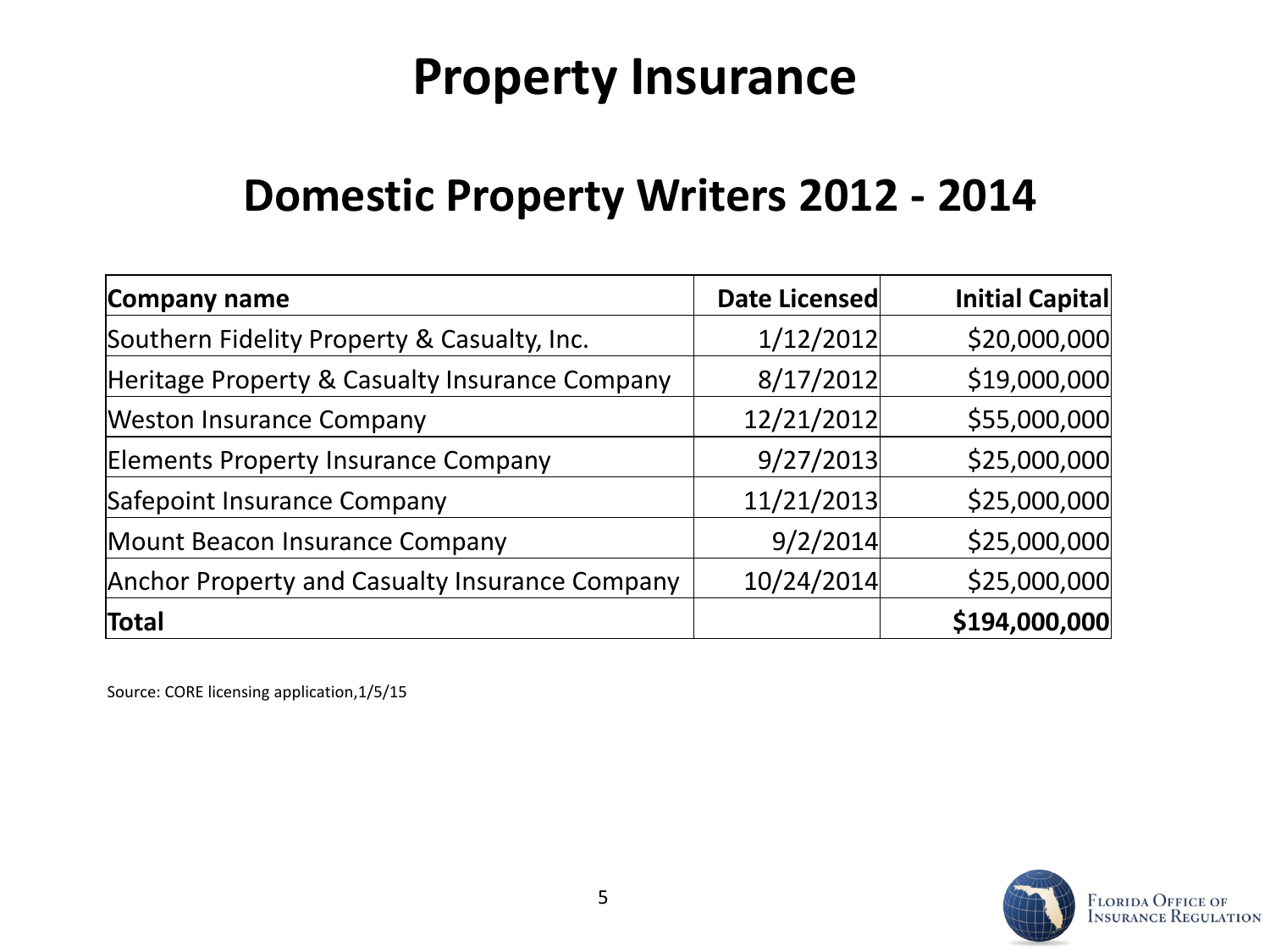# Property Insurance

## Domestic Property Writers 2012 - 2014

| Company name | Date Licensed | Initial Capital |
|---|---|---|
| Southern Fidelity Property & Casualty, Inc. | 1/12/2012 | $20,000,000 |
| Heritage Property & Casualty Insurance Company | 8/17/2012 | $19,000,000 |
| Weston Insurance Company | 12/21/2012 | $55,000,000 |
| Elements Property Insurance Company | 9/27/2013 | $25,000,000 |
| Safepoint Insurance Company | 11/21/2013 | $25,000,000 |
| Mount Beacon Insurance Company | 9/2/2014 | $25,000,000 |
| Anchor Property and Casualty Insurance Company | 10/24/2014 | $25,000,000 |
| **Total** | | **$194,000,000** |

Source: CORE licensing application,1/5/15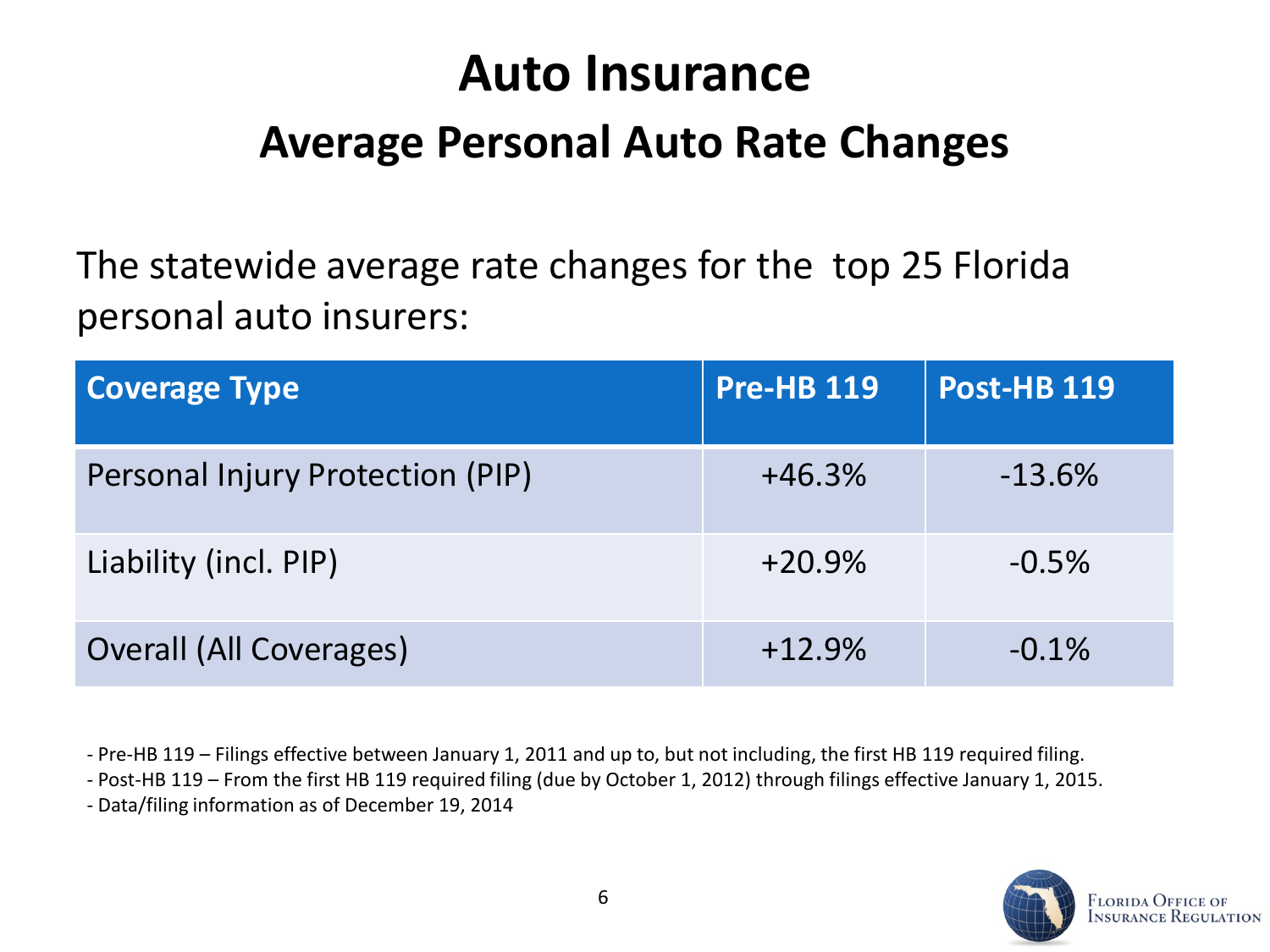# Auto Insurance

## Average Personal Auto Rate Changes

The statewide average rate changes for the top 25 Florida personal auto insurers:

| Coverage Type | Pre-HB 119 | Post-HB 119 |
|---|---|---|
| Personal Injury Protection (PIP) | +46.3% | -13.6% |
| Liability (incl. PIP) | +20.9% | -0.5% |
| Overall (All Coverages) | +12.9% | -0.1% |

- Pre-HB 119 – Filings effective between January 1, 2011 and up to, but not including, the first HB 119 required filing.
- Post-HB 119 – From the first HB 119 required filing (due by October 1, 2012) through filings effective January 1, 2015.
- Data/filing information as of December 19, 2014

Florida Office of Insurance Regulation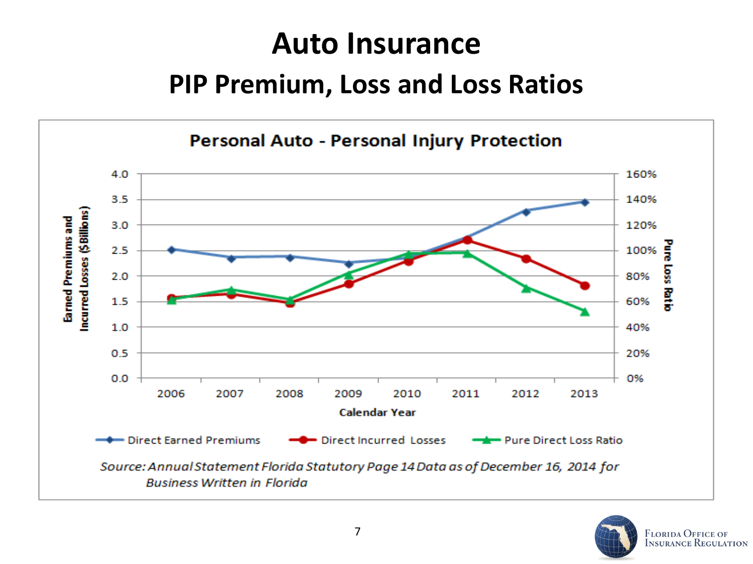# Auto Insurance

## PIP Premium, Loss and Loss Ratios

### Personal Auto - Personal Injury Protection

Earned Premiums and Incurred Losses ($Billions)

Pure Loss Ratio

Calendar Year

2006 2007 2008 2009 2010 2011 2012 2013

Direct Earned Premiums — Direct Incurred Losses — Pure Direct Loss Ratio

*Source: Annual Statement Florida Statutory Page 14 Data as of December 16, 2014 for Business Written in Florida*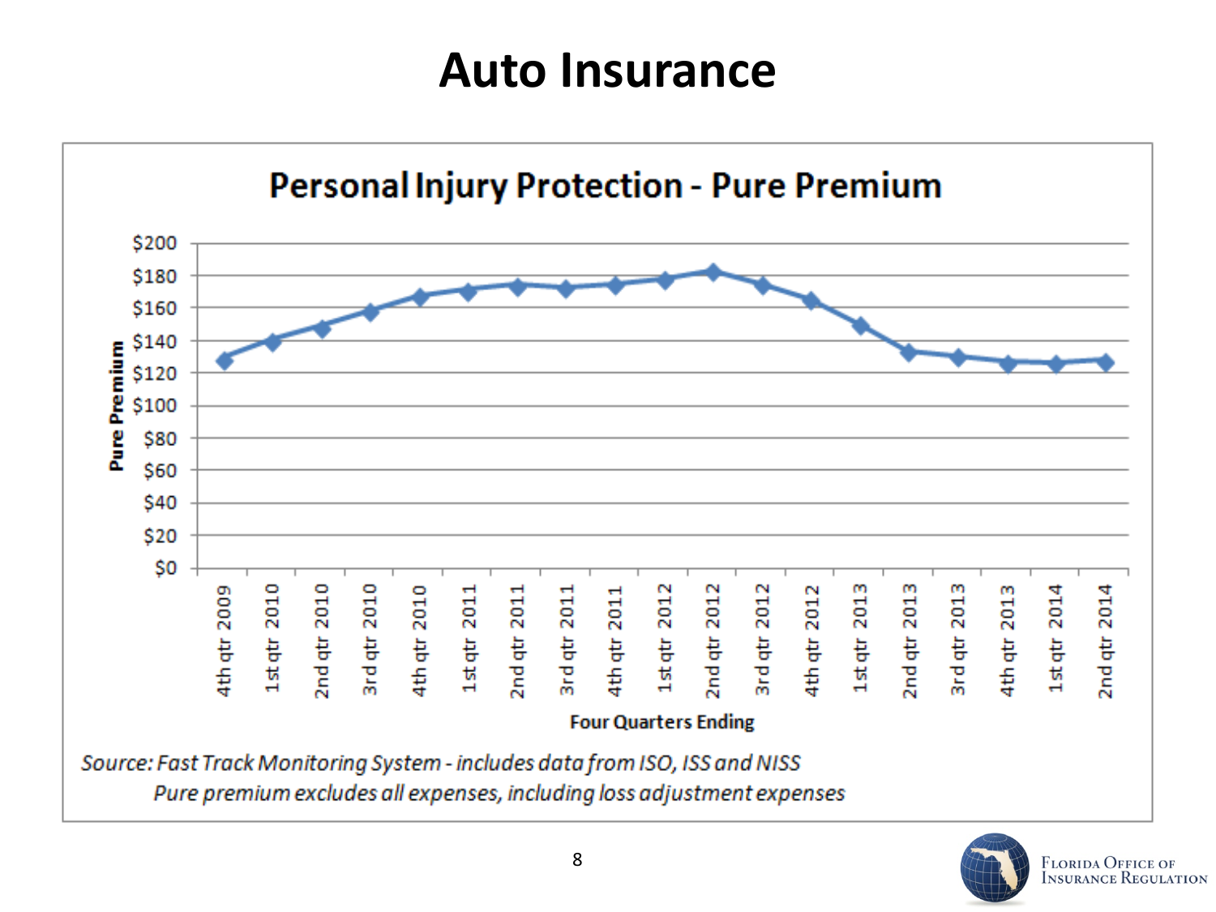# Auto Insurance

## Personal Injury Protection - Pure Premium

*Source: Fast Track Monitoring System - includes data from ISO, ISS and NISS*
*Pure premium excludes all expenses, including loss adjustment expenses*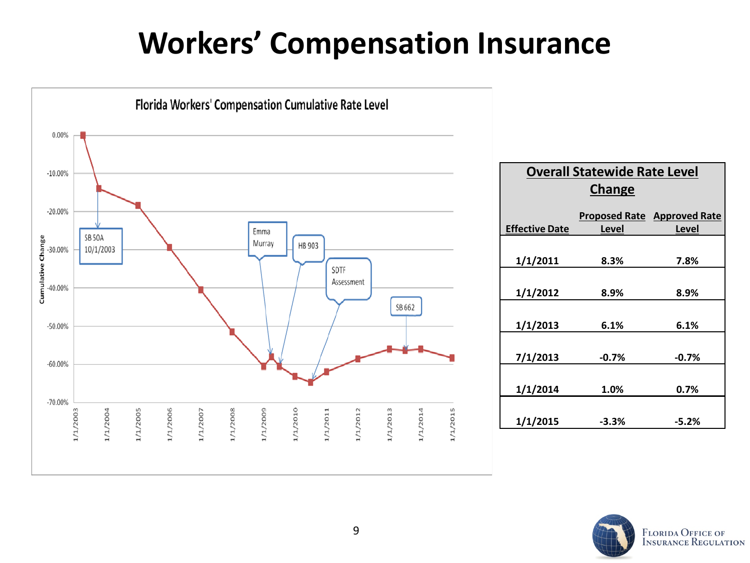# Workers' Compensation Insurance

**Florida Workers' Compensation Cumulative Rate Level**

| Overall Statewide Rate Level Change | | |
|---|---|---|
| **Effective Date** | **Proposed Rate Level** | **Approved Rate Level** |
| 1/1/2011 | 8.3% | 7.8% |
| 1/1/2012 | 8.9% | 8.9% |
| 1/1/2013 | 6.1% | 6.1% |
| 7/1/2013 | -0.7% | -0.7% |
| 1/1/2014 | 1.0% | 0.7% |
| 1/1/2015 | -3.3% | -5.2% |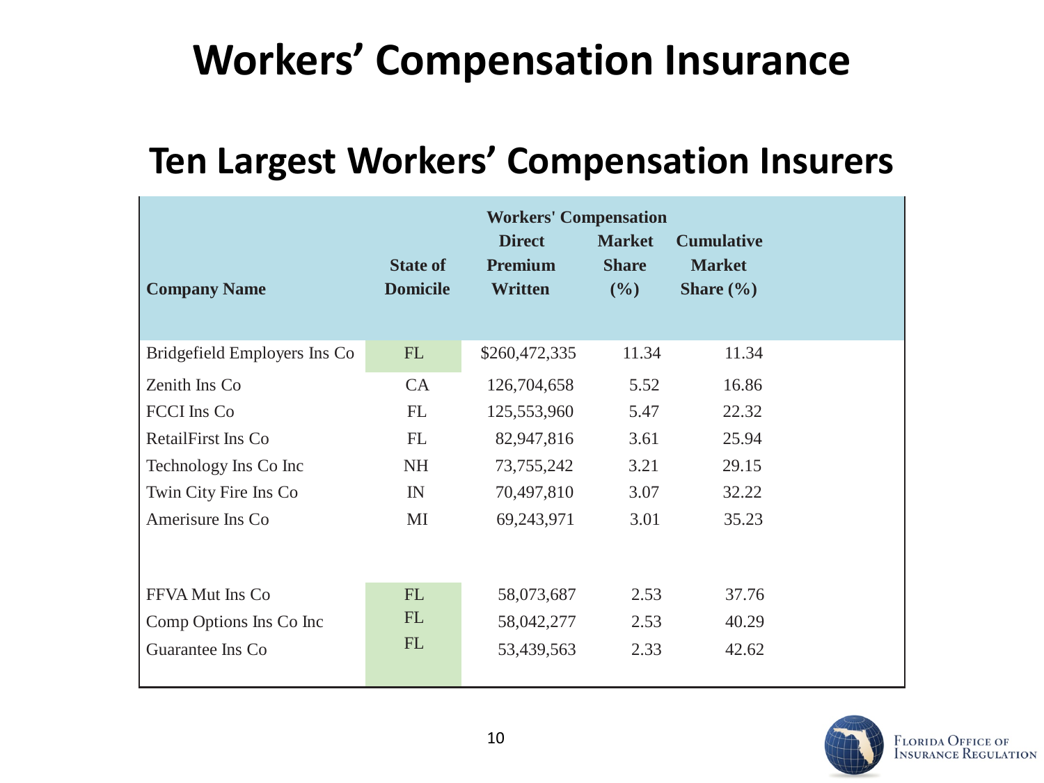# Workers' Compensation Insurance

## Ten Largest Workers' Compensation Insurers

| Company Name | State of Domicile | Workers' Compensation Direct Premium Written | Market Share (%) | Cumulative Market Share (%) |
|---|---|---|---|---|
| Bridgefield Employers Ins Co | FL | $260,472,335 | 11.34 | 11.34 |
| Zenith Ins Co | CA | 126,704,658 | 5.52 | 16.86 |
| FCCI Ins Co | FL | 125,553,960 | 5.47 | 22.32 |
| RetailFirst Ins Co | FL | 82,947,816 | 3.61 | 25.94 |
| Technology Ins Co Inc | NH | 73,755,242 | 3.21 | 29.15 |
| Twin City Fire Ins Co | IN | 70,497,810 | 3.07 | 32.22 |
| Amerisure Ins Co | MI | 69,243,971 | 3.01 | 35.23 |
| FFVA Mut Ins Co | FL | 58,073,687 | 2.53 | 37.76 |
| Comp Options Ins Co Inc | FL | 58,042,277 | 2.53 | 40.29 |
| Guarantee Ins Co | FL | 53,439,563 | 2.33 | 42.62 |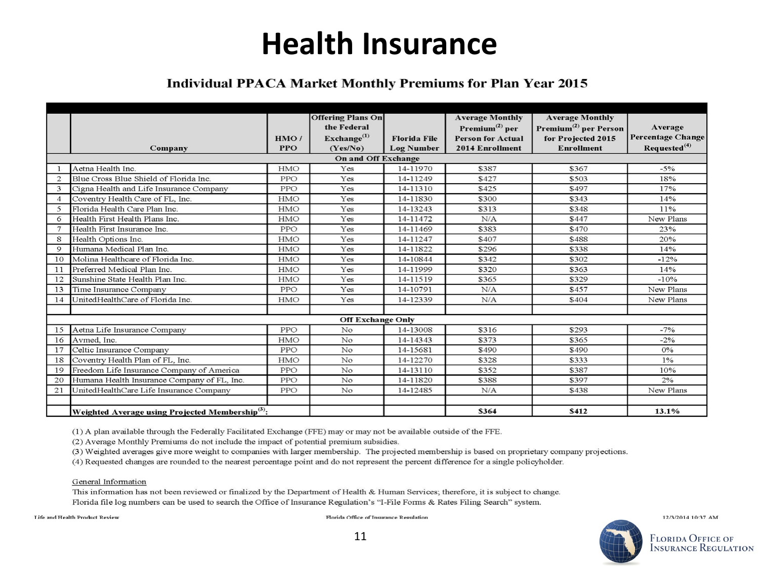# Health Insurance

## Individual PPACA Market Monthly Premiums for Plan Year 2015

| | Company | HMO / PPO | Offering Plans On the Federal Exchange[1] (Yes/No) | Florida File Log Number | Average Monthly Premium[2] per Person for Actual 2014 Enrollment | Average Monthly Premium[2] per Person for Projected 2015 Enrollment | Average Percentage Change Requested[4] |
|---|---|---|---|---|---|---|---|
| | **On and Off Exchange** | | | | | | |
| 1 | Aetna Health Inc. | HMO | Yes | 14-11970 | $387 | $367 | -5% |
| 2 | Blue Cross Blue Shield of Florida Inc. | PPO | Yes | 14-11249 | $427 | $503 | 18% |
| 3 | Cigna Health and Life Insurance Company | PPO | Yes | 14-11310 | $425 | $497 | 17% |
| 4 | Coventry Health Care of FL, Inc. | HMO | Yes | 14-11830 | $300 | $343 | 14% |
| 5 | Florida Health Care Plan Inc. | HMO | Yes | 14-13243 | $313 | $348 | 11% |
| 6 | Health First Health Plans Inc. | HMO | Yes | 14-11472 | N/A | $447 | New Plans |
| 7 | Health First Insurance Inc. | PPO | Yes | 14-11469 | $383 | $470 | 23% |
| 8 | Health Options Inc. | HMO | Yes | 14-11247 | $407 | $488 | 20% |
| 9 | Humana Medical Plan Inc. | HMO | Yes | 14-11822 | $296 | $338 | 14% |
| 10 | Molina Healthcare of Florida Inc. | HMO | Yes | 14-10844 | $342 | $302 | -12% |
| 11 | Preferred Medical Plan Inc. | HMO | Yes | 14-11999 | $320 | $363 | 14% |
| 12 | Sunshine State Health Plan Inc. | HMO | Yes | 14-11519 | $365 | $329 | -10% |
| 13 | Time Insurance Company | PPO | Yes | 14-10791 | N/A | $457 | New Plans |
| 14 | UnitedHealthCare of Florida Inc. | HMO | Yes | 14-12339 | N/A | $404 | New Plans |
| | | | | | | | |
| | **Off Exchange Only** | | | | | | |
| 15 | Aetna Life Insurance Company | PPO | No | 14-13008 | $316 | $293 | -7% |
| 16 | Avmed, Inc. | HMO | No | 14-14343 | $373 | $365 | -2% |
| 17 | Celtic Insurance Company | PPO | No | 14-15681 | $490 | $490 | 0% |
| 18 | Coventry Health Plan of FL, Inc. | HMO | No | 14-12270 | $328 | $333 | 1% |
| 19 | Freedom Life Insurance Company of America | PPO | No | 14-13110 | $352 | $387 | 10% |
| 20 | Humana Health Insurance Company of FL, Inc. | PPO | No | 14-11820 | $388 | $397 | 2% |
| 21 | UnitedHealthCare Life Insurance Company | PPO | No | 14-12485 | N/A | $438 | New Plans |
| | | | | | | | |
| | **Weighted Average using Projected Membership[3]:** | | | | **$364** | **$412** | **13.1%** |

(1) A plan available through the Federally Facilitated Exchange (FFE) may or may not be available outside of the FFE.
(2) Average Monthly Premiums do not include the impact of potential premium subsidies.
(3) Weighted averages give more weight to companies with larger membership. The projected membership is based on proprietary company projections.
(4) Requested changes are rounded to the nearest percentage point and do not represent the percent difference for a single policyholder.

General Information
This information has not been reviewed or finalized by the Department of Health & Human Services; therefore, it is subject to change.
Florida file log numbers can be used to search the Office of Insurance Regulation's "I-File Forms & Rates Filing Search" system.

Life and Health Product Review | Florida Office of Insurance Regulation | 12/3/2014 10:37 AM

Florida Office of Insurance Regulation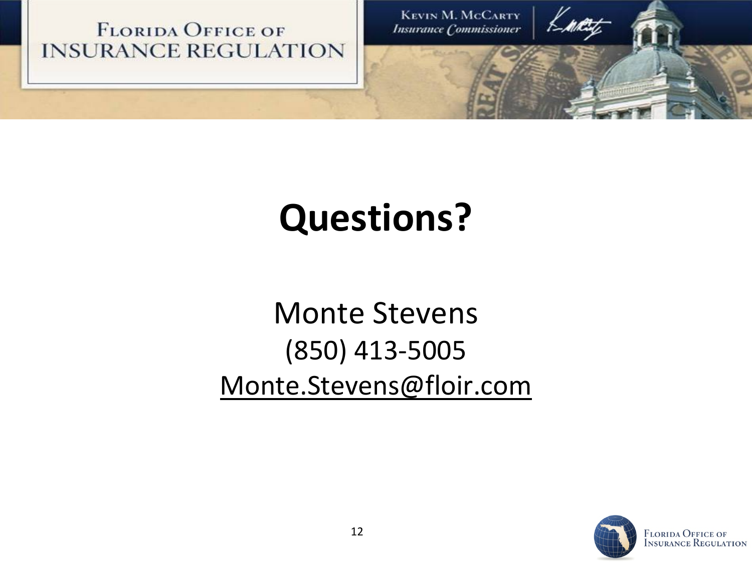# Questions?

Monte Stevens

(850) 413-5005

Monte.Stevens@floir.com